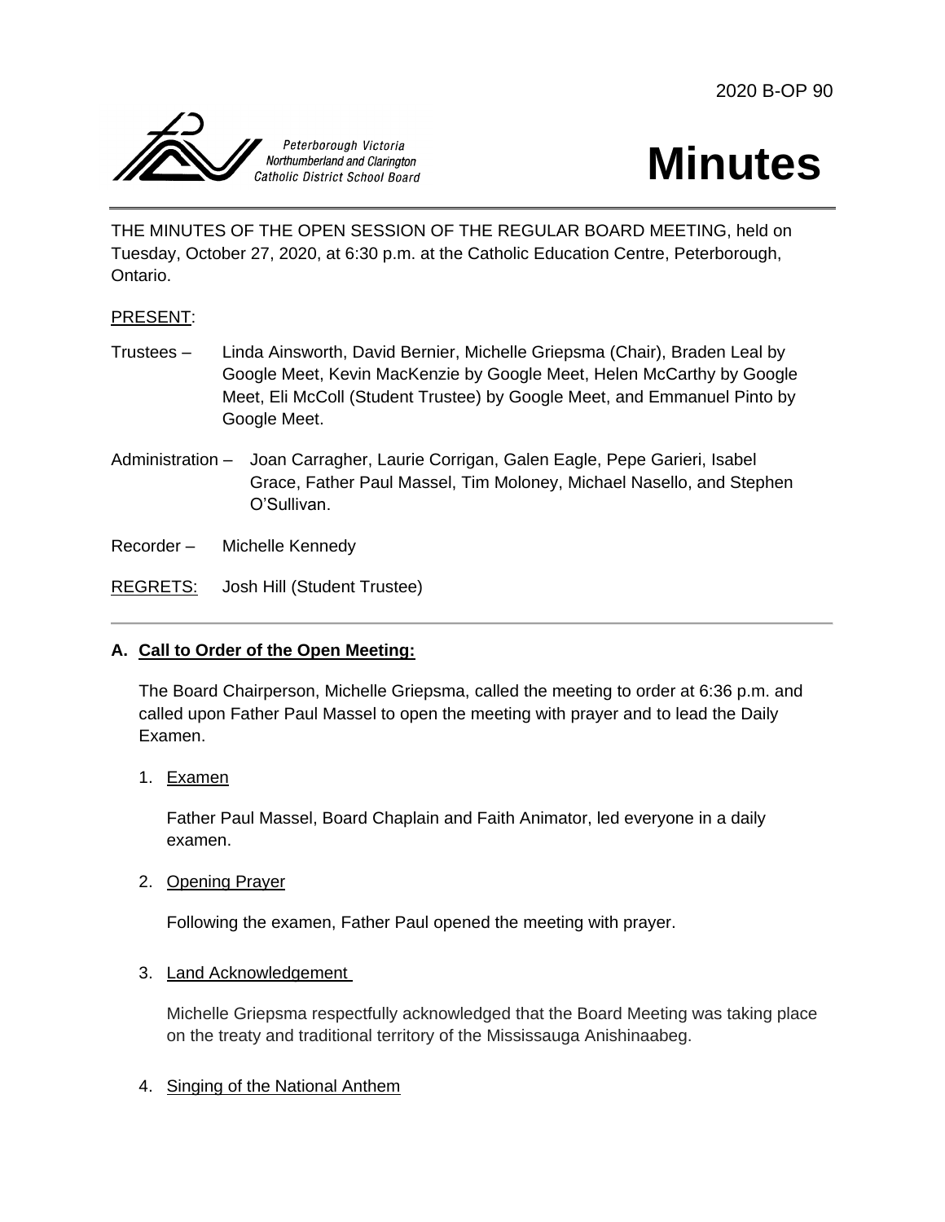2020 B-OP 90

Peterborough Victoria Northumberland and Clarington Catholic District School Board

# Minutes

THE MINUTES OF THE OPEN SESSION OF THE REGULAR BOARD MEETING, held on Tuesday, October 27, 2020, at 6:30 p.m. at the Catholic Education Centre, Peterborough, Ontario.

PRESENT:

Trustees – Linda Ainsworth, David Bernier, Michelle Griepsma (Chair), Braden Leal by Google Meet, Kevin MacKenzie by Google Meet, Helen McCarthy by Google Meet, Eli McColl (Student Trustee) by Google Meet, and Emmanuel Pinto by Google Meet.

Administration – Joan Carragher, Laurie Corrigan, Galen Eagle, Pepe Garieri, Isabel Grace, Father Paul Massel, Tim Moloney, Michael Nasello, and Stephen O'Sullivan.

Recorder – Michelle Kennedy

REGRETS: Josh Hill (Student Trustee)

---

**A. Call to Order of the Open Meeting:**

The Board Chairperson, Michelle Griepsma, called the meeting to order at 6:36 p.m. and called upon Father Paul Massel to open the meeting with prayer and to lead the Daily Examen.

1. Examen

   Father Paul Massel, Board Chaplain and Faith Animator, led everyone in a daily examen.

2. Opening Prayer

   Following the examen, Father Paul opened the meeting with prayer.

3. Land Acknowledgement

   Michelle Griepsma respectfully acknowledged that the Board Meeting was taking place on the treaty and traditional territory of the Mississauga Anishinaabeg.

4. Singing of the National Anthem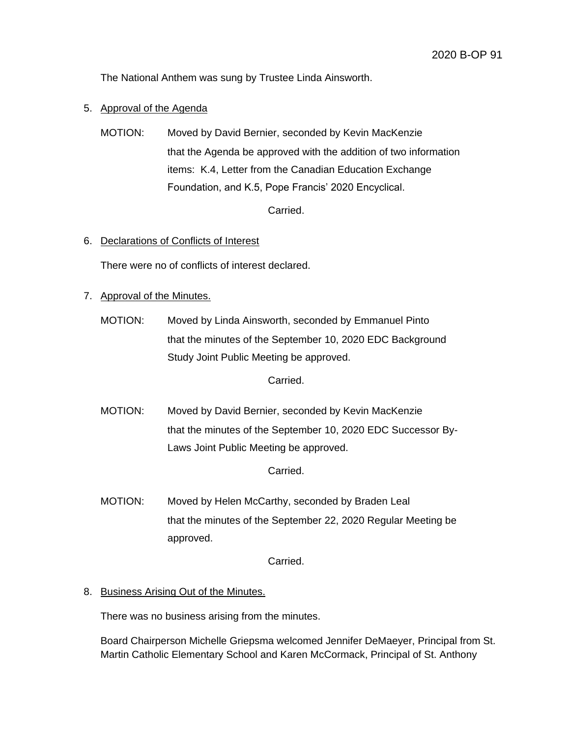The National Anthem was sung by Trustee Linda Ainsworth.

5. Approval of the Agenda

MOTION: Moved by David Bernier, seconded by Kevin MacKenzie that the Agenda be approved with the addition of two information items: K.4, Letter from the Canadian Education Exchange Foundation, and K.5, Pope Francis' 2020 Encyclical.

Carried.

6. Declarations of Conflicts of Interest

There were no of conflicts of interest declared.

7. Approval of the Minutes.

MOTION: Moved by Linda Ainsworth, seconded by Emmanuel Pinto that the minutes of the September 10, 2020 EDC Background Study Joint Public Meeting be approved.

Carried.

MOTION: Moved by David Bernier, seconded by Kevin MacKenzie that the minutes of the September 10, 2020 EDC Successor By-Laws Joint Public Meeting be approved.

Carried.

MOTION: Moved by Helen McCarthy, seconded by Braden Leal that the minutes of the September 22, 2020 Regular Meeting be approved.

Carried.

8. Business Arising Out of the Minutes.

There was no business arising from the minutes.

Board Chairperson Michelle Griepsma welcomed Jennifer DeMaeyer, Principal from St. Martin Catholic Elementary School and Karen McCormack, Principal of St. Anthony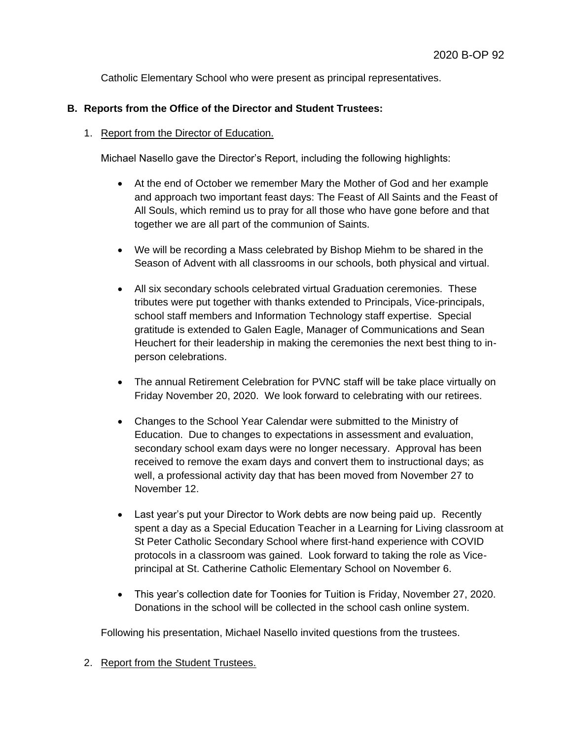Catholic Elementary School who were present as principal representatives.

**B. Reports from the Office of the Director and Student Trustees:**

1. Report from the Director of Education.

   Michael Nasello gave the Director's Report, including the following highlights:

   - At the end of October we remember Mary the Mother of God and her example and approach two important feast days: The Feast of All Saints and the Feast of All Souls, which remind us to pray for all those who have gone before and that together we are all part of the communion of Saints.

   - We will be recording a Mass celebrated by Bishop Miehm to be shared in the Season of Advent with all classrooms in our schools, both physical and virtual.

   - All six secondary schools celebrated virtual Graduation ceremonies. These tributes were put together with thanks extended to Principals, Vice-principals, school staff members and Information Technology staff expertise. Special gratitude is extended to Galen Eagle, Manager of Communications and Sean Heuchert for their leadership in making the ceremonies the next best thing to in-person celebrations.

   - The annual Retirement Celebration for PVNC staff will be take place virtually on Friday November 20, 2020. We look forward to celebrating with our retirees.

   - Changes to the School Year Calendar were submitted to the Ministry of Education. Due to changes to expectations in assessment and evaluation, secondary school exam days were no longer necessary. Approval has been received to remove the exam days and convert them to instructional days; as well, a professional activity day that has been moved from November 27 to November 12.

   - Last year's put your Director to Work debts are now being paid up. Recently spent a day as a Special Education Teacher in a Learning for Living classroom at St Peter Catholic Secondary School where first-hand experience with COVID protocols in a classroom was gained. Look forward to taking the role as Vice-principal at St. Catherine Catholic Elementary School on November 6.

   - This year's collection date for Toonies for Tuition is Friday, November 27, 2020. Donations in the school will be collected in the school cash online system.

   Following his presentation, Michael Nasello invited questions from the trustees.

2. Report from the Student Trustees.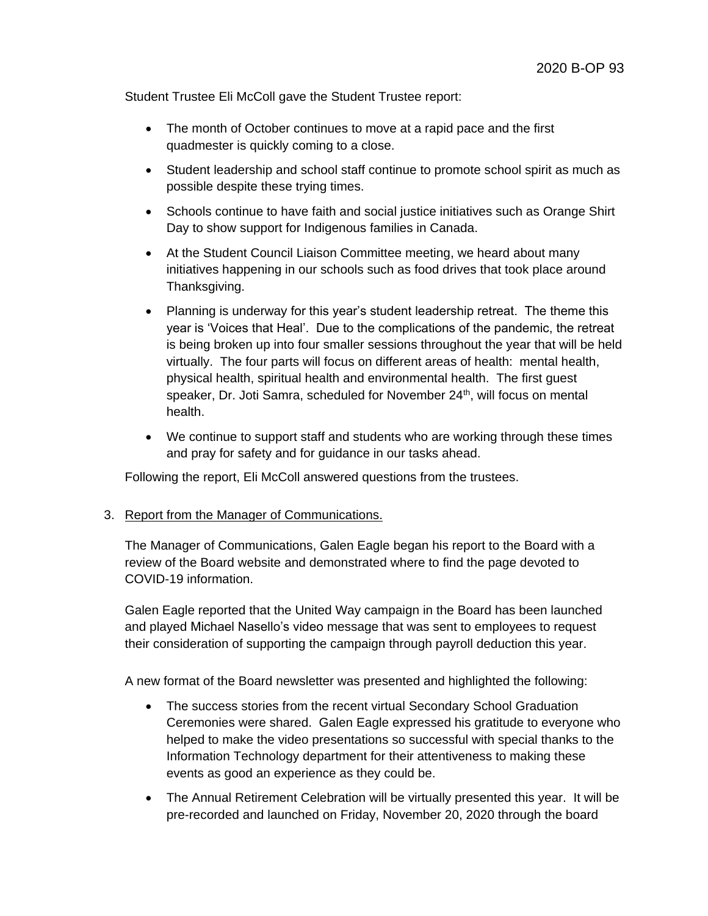Student Trustee Eli McColl gave the Student Trustee report:

- The month of October continues to move at a rapid pace and the first quadmester is quickly coming to a close.
- Student leadership and school staff continue to promote school spirit as much as possible despite these trying times.
- Schools continue to have faith and social justice initiatives such as Orange Shirt Day to show support for Indigenous families in Canada.
- At the Student Council Liaison Committee meeting, we heard about many initiatives happening in our schools such as food drives that took place around Thanksgiving.
- Planning is underway for this year's student leadership retreat. The theme this year is 'Voices that Heal'. Due to the complications of the pandemic, the retreat is being broken up into four smaller sessions throughout the year that will be held virtually. The four parts will focus on different areas of health: mental health, physical health, spiritual health and environmental health. The first guest speaker, Dr. Joti Samra, scheduled for November 24th, will focus on mental health.
- We continue to support staff and students who are working through these times and pray for safety and for guidance in our tasks ahead.

Following the report, Eli McColl answered questions from the trustees.

3. Report from the Manager of Communications.

The Manager of Communications, Galen Eagle began his report to the Board with a review of the Board website and demonstrated where to find the page devoted to COVID-19 information.

Galen Eagle reported that the United Way campaign in the Board has been launched and played Michael Nasello's video message that was sent to employees to request their consideration of supporting the campaign through payroll deduction this year.

A new format of the Board newsletter was presented and highlighted the following:

- The success stories from the recent virtual Secondary School Graduation Ceremonies were shared. Galen Eagle expressed his gratitude to everyone who helped to make the video presentations so successful with special thanks to the Information Technology department for their attentiveness to making these events as good an experience as they could be.
- The Annual Retirement Celebration will be virtually presented this year. It will be pre-recorded and launched on Friday, November 20, 2020 through the board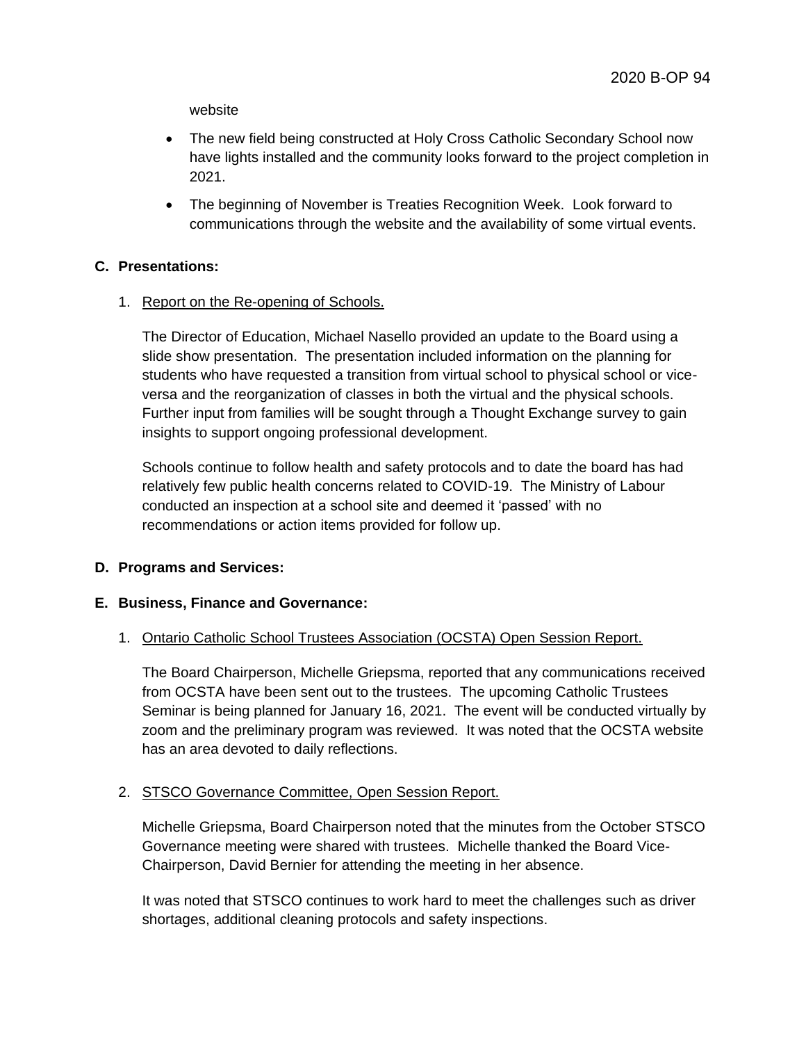website

- The new field being constructed at Holy Cross Catholic Secondary School now have lights installed and the community looks forward to the project completion in 2021.
- The beginning of November is Treaties Recognition Week. Look forward to communications through the website and the availability of some virtual events.

## C. Presentations:

1. Report on the Re-opening of Schools.

   The Director of Education, Michael Nasello provided an update to the Board using a slide show presentation. The presentation included information on the planning for students who have requested a transition from virtual school to physical school or vice-versa and the reorganization of classes in both the virtual and the physical schools. Further input from families will be sought through a Thought Exchange survey to gain insights to support ongoing professional development.

   Schools continue to follow health and safety protocols and to date the board has had relatively few public health concerns related to COVID-19. The Ministry of Labour conducted an inspection at a school site and deemed it 'passed' with no recommendations or action items provided for follow up.

## D. Programs and Services:

## E. Business, Finance and Governance:

1. Ontario Catholic School Trustees Association (OCSTA) Open Session Report.

   The Board Chairperson, Michelle Griepsma, reported that any communications received from OCSTA have been sent out to the trustees. The upcoming Catholic Trustees Seminar is being planned for January 16, 2021. The event will be conducted virtually by zoom and the preliminary program was reviewed. It was noted that the OCSTA website has an area devoted to daily reflections.

2. STSCO Governance Committee, Open Session Report.

   Michelle Griepsma, Board Chairperson noted that the minutes from the October STSCO Governance meeting were shared with trustees. Michelle thanked the Board Vice-Chairperson, David Bernier for attending the meeting in her absence.

   It was noted that STSCO continues to work hard to meet the challenges such as driver shortages, additional cleaning protocols and safety inspections.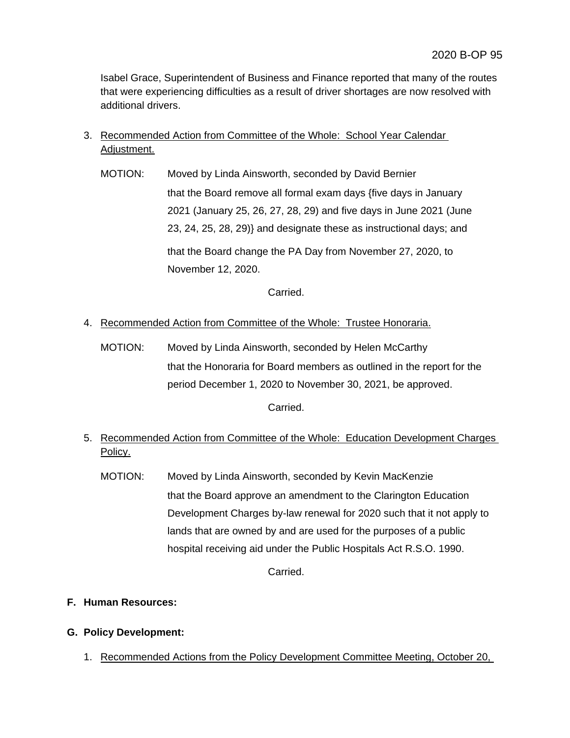Isabel Grace, Superintendent of Business and Finance reported that many of the routes that were experiencing difficulties as a result of driver shortages are now resolved with additional drivers.

3. Recommended Action from Committee of the Whole: School Year Calendar Adjustment.

   MOTION: Moved by Linda Ainsworth, seconded by David Bernier

   that the Board remove all formal exam days {five days in January 2021 (January 25, 26, 27, 28, 29) and five days in June 2021 (June 23, 24, 25, 28, 29)} and designate these as instructional days; and

   that the Board change the PA Day from November 27, 2020, to November 12, 2020.

   Carried.

4. Recommended Action from Committee of the Whole: Trustee Honoraria.

   MOTION: Moved by Linda Ainsworth, seconded by Helen McCarthy

   that the Honoraria for Board members as outlined in the report for the period December 1, 2020 to November 30, 2021, be approved.

   Carried.

5. Recommended Action from Committee of the Whole: Education Development Charges Policy.

   MOTION: Moved by Linda Ainsworth, seconded by Kevin MacKenzie

   that the Board approve an amendment to the Clarington Education Development Charges by-law renewal for 2020 such that it not apply to lands that are owned by and are used for the purposes of a public hospital receiving aid under the Public Hospitals Act R.S.O. 1990.

   Carried.

**F. Human Resources:**

**G. Policy Development:**

1. Recommended Actions from the Policy Development Committee Meeting, October 20,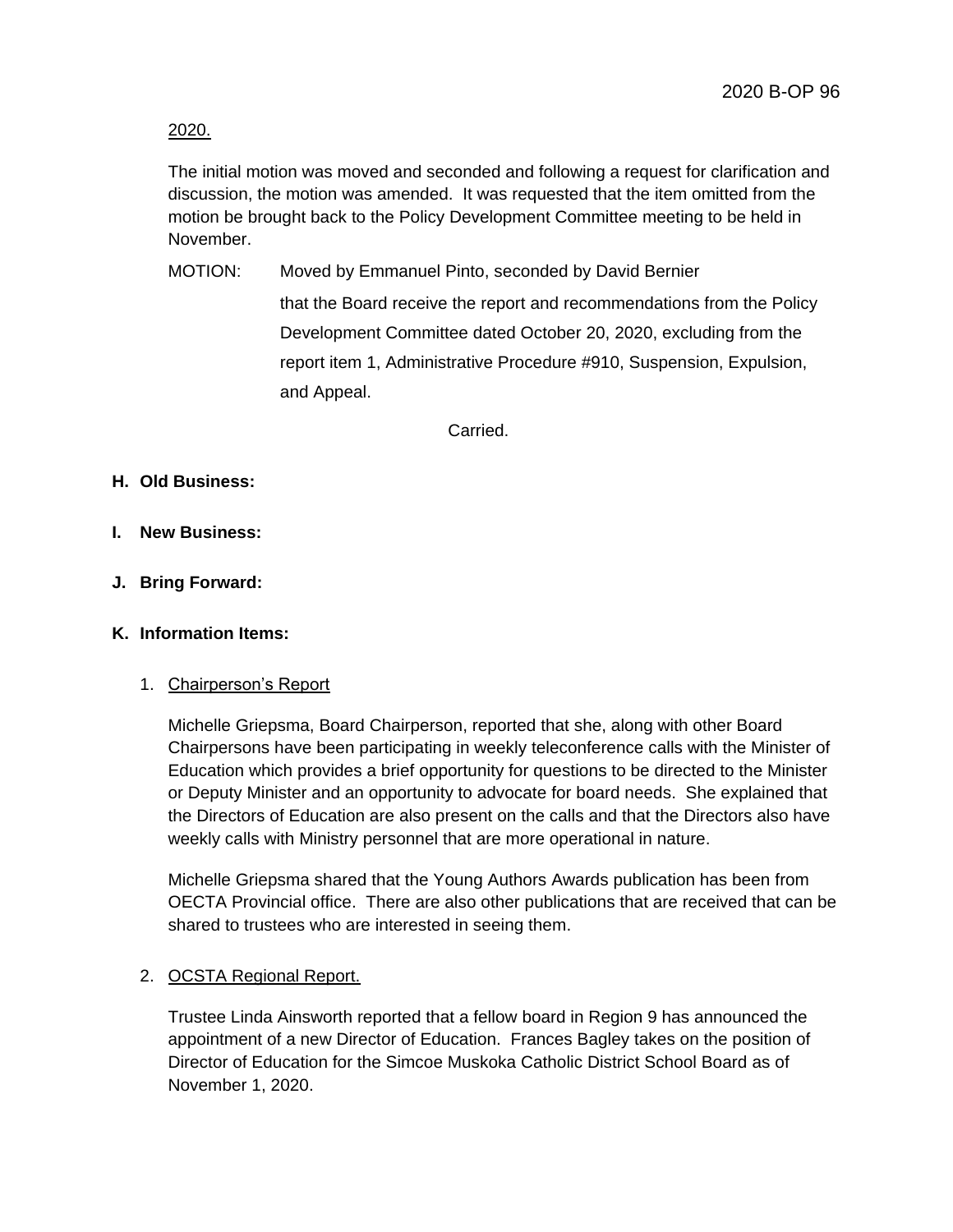2020.

The initial motion was moved and seconded and following a request for clarification and discussion, the motion was amended. It was requested that the item omitted from the motion be brought back to the Policy Development Committee meeting to be held in November.

MOTION: Moved by Emmanuel Pinto, seconded by David Bernier

that the Board receive the report and recommendations from the Policy Development Committee dated October 20, 2020, excluding from the report item 1, Administrative Procedure #910, Suspension, Expulsion, and Appeal.

Carried.

**H. Old Business:**

**I. New Business:**

**J. Bring Forward:**

**K. Information Items:**

1. Chairperson's Report

   Michelle Griepsma, Board Chairperson, reported that she, along with other Board Chairpersons have been participating in weekly teleconference calls with the Minister of Education which provides a brief opportunity for questions to be directed to the Minister or Deputy Minister and an opportunity to advocate for board needs. She explained that the Directors of Education are also present on the calls and that the Directors also have weekly calls with Ministry personnel that are more operational in nature.

   Michelle Griepsma shared that the Young Authors Awards publication has been from OECTA Provincial office. There are also other publications that are received that can be shared to trustees who are interested in seeing them.

2. OCSTA Regional Report.

   Trustee Linda Ainsworth reported that a fellow board in Region 9 has announced the appointment of a new Director of Education. Frances Bagley takes on the position of Director of Education for the Simcoe Muskoka Catholic District School Board as of November 1, 2020.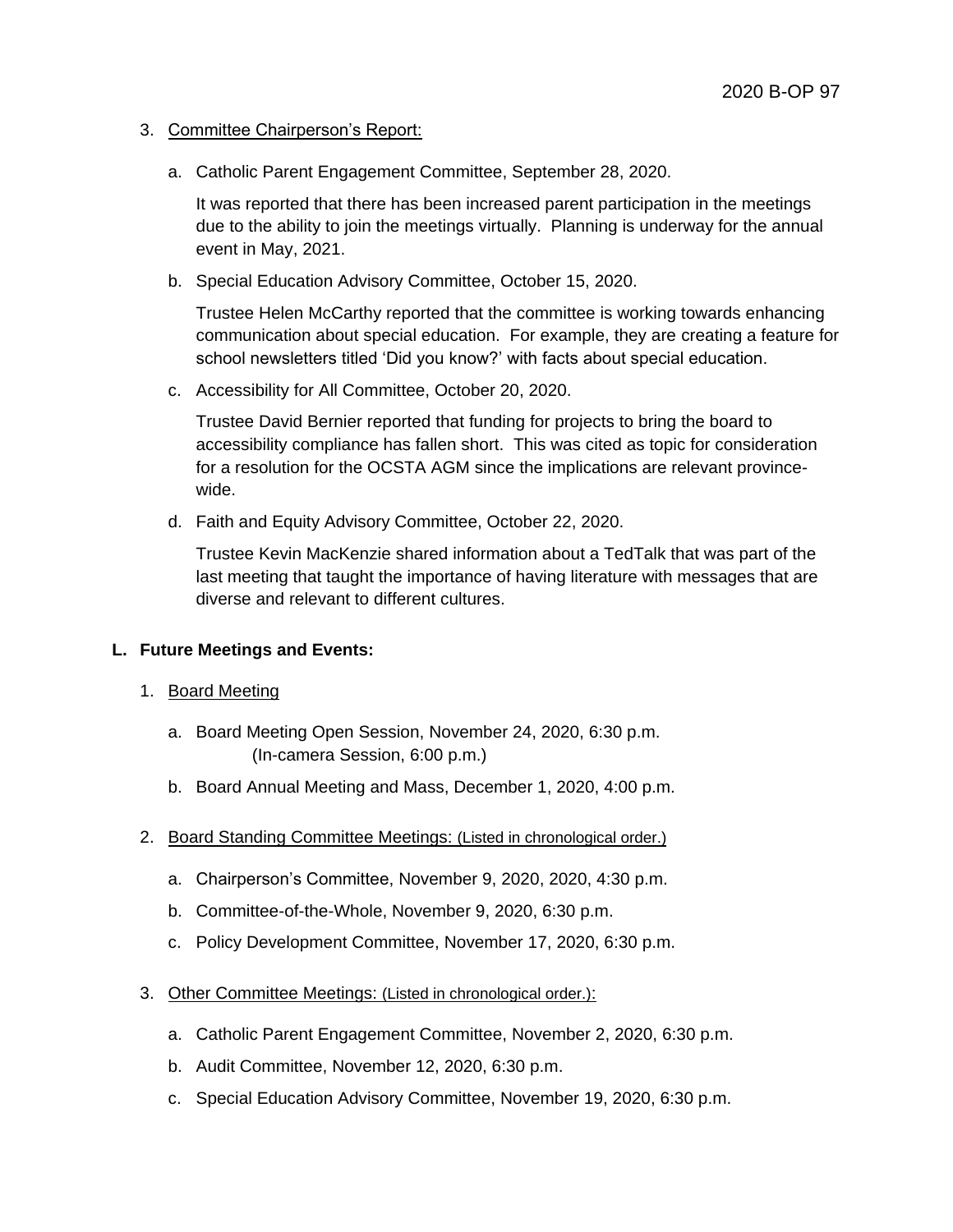3. Committee Chairperson's Report:

   a. Catholic Parent Engagement Committee, September 28, 2020.

      It was reported that there has been increased parent participation in the meetings due to the ability to join the meetings virtually. Planning is underway for the annual event in May, 2021.

   b. Special Education Advisory Committee, October 15, 2020.

      Trustee Helen McCarthy reported that the committee is working towards enhancing communication about special education. For example, they are creating a feature for school newsletters titled 'Did you know?' with facts about special education.

   c. Accessibility for All Committee, October 20, 2020.

      Trustee David Bernier reported that funding for projects to bring the board to accessibility compliance has fallen short. This was cited as topic for consideration for a resolution for the OCSTA AGM since the implications are relevant province-wide.

   d. Faith and Equity Advisory Committee, October 22, 2020.

      Trustee Kevin MacKenzie shared information about a TedTalk that was part of the last meeting that taught the importance of having literature with messages that are diverse and relevant to different cultures.

**L. Future Meetings and Events:**

1. Board Meeting

   a. Board Meeting Open Session, November 24, 2020, 6:30 p.m.
      (In-camera Session, 6:00 p.m.)

   b. Board Annual Meeting and Mass, December 1, 2020, 4:00 p.m.

2. Board Standing Committee Meetings: (Listed in chronological order.)

   a. Chairperson's Committee, November 9, 2020, 2020, 4:30 p.m.

   b. Committee-of-the-Whole, November 9, 2020, 6:30 p.m.

   c. Policy Development Committee, November 17, 2020, 6:30 p.m.

3. Other Committee Meetings: (Listed in chronological order.):

   a. Catholic Parent Engagement Committee, November 2, 2020, 6:30 p.m.

   b. Audit Committee, November 12, 2020, 6:30 p.m.

   c. Special Education Advisory Committee, November 19, 2020, 6:30 p.m.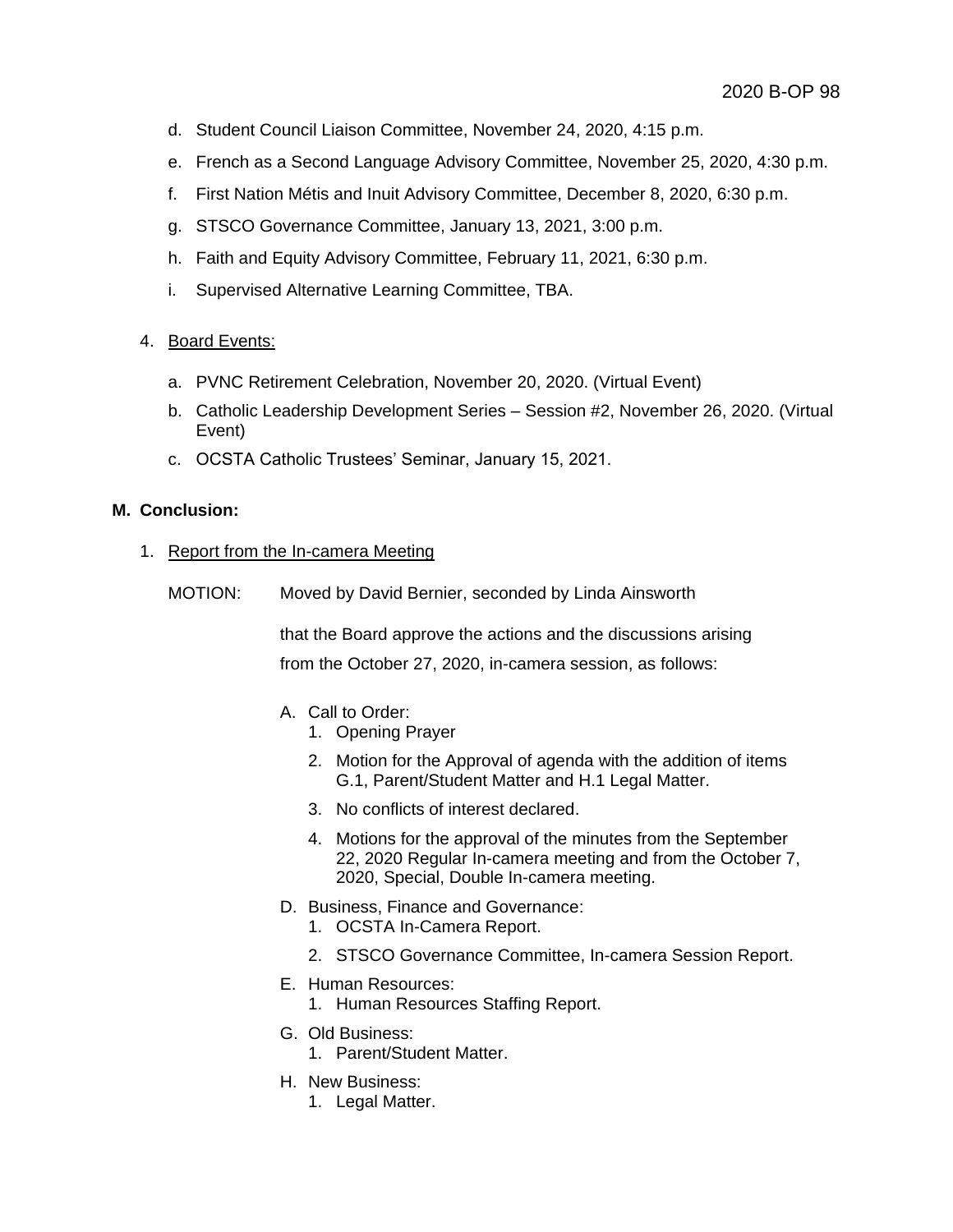d. Student Council Liaison Committee, November 24, 2020, 4:15 p.m.

e. French as a Second Language Advisory Committee, November 25, 2020, 4:30 p.m.

f. First Nation Métis and Inuit Advisory Committee, December 8, 2020, 6:30 p.m.

g. STSCO Governance Committee, January 13, 2021, 3:00 p.m.

h. Faith and Equity Advisory Committee, February 11, 2021, 6:30 p.m.

i. Supervised Alternative Learning Committee, TBA.

4. Board Events:

a. PVNC Retirement Celebration, November 20, 2020. (Virtual Event)

b. Catholic Leadership Development Series – Session #2, November 26, 2020. (Virtual Event)

c. OCSTA Catholic Trustees' Seminar, January 15, 2021.

**M. Conclusion:**

1. Report from the In-camera Meeting

MOTION: Moved by David Bernier, seconded by Linda Ainsworth

that the Board approve the actions and the discussions arising from the October 27, 2020, in-camera session, as follows:

A. Call to Order:
   1. Opening Prayer
   2. Motion for the Approval of agenda with the addition of items G.1, Parent/Student Matter and H.1 Legal Matter.
   3. No conflicts of interest declared.
   4. Motions for the approval of the minutes from the September 22, 2020 Regular In-camera meeting and from the October 7, 2020, Special, Double In-camera meeting.

D. Business, Finance and Governance:
   1. OCSTA In-Camera Report.
   2. STSCO Governance Committee, In-camera Session Report.

E. Human Resources:
   1. Human Resources Staffing Report.

G. Old Business:
   1. Parent/Student Matter.

H. New Business:
   1. Legal Matter.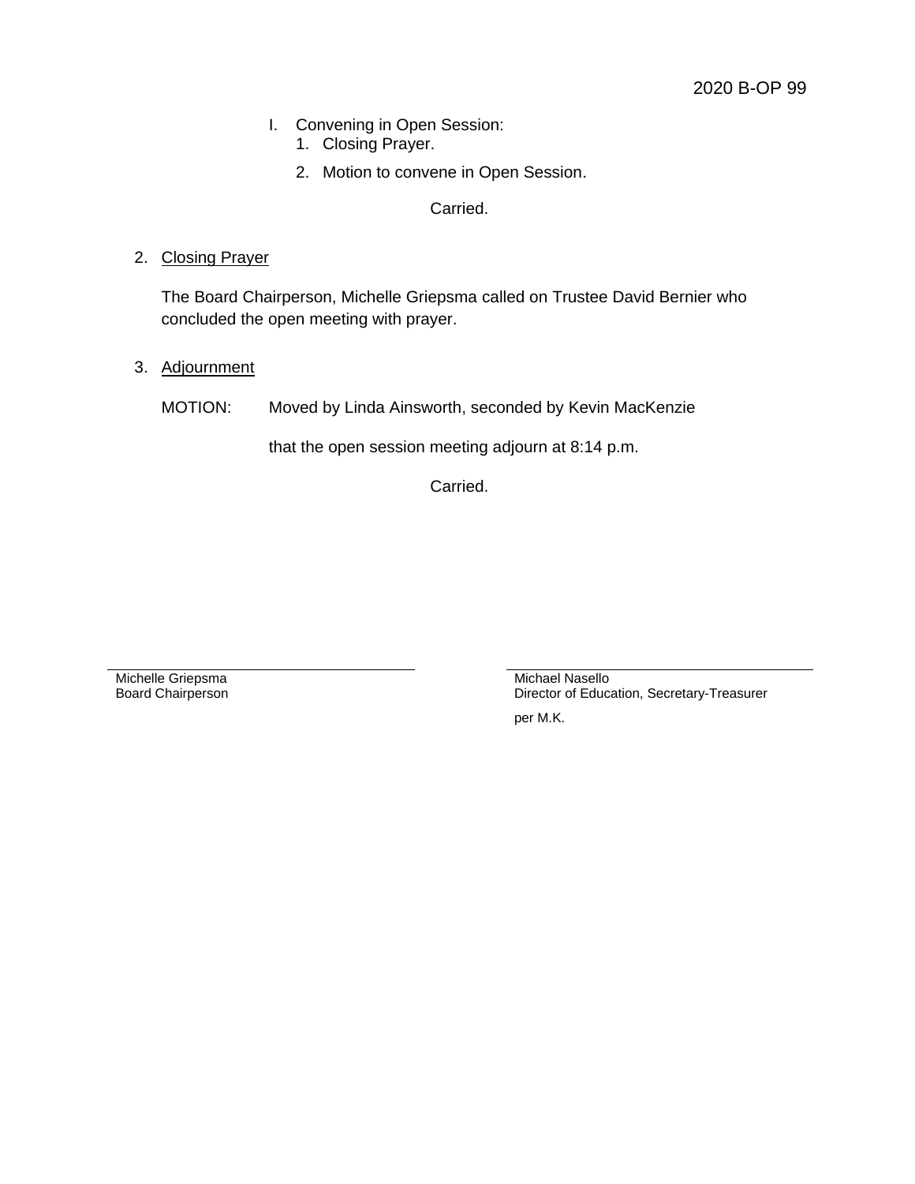2020 B-OP 99

I. Convening in Open Session:
   1. Closing Prayer.
   2. Motion to convene in Open Session.

Carried.

2. <u>Closing Prayer</u>

The Board Chairperson, Michelle Griepsma called on Trustee David Bernier who concluded the open meeting with prayer.

3. <u>Adjournment</u>

MOTION: Moved by Linda Ainsworth, seconded by Kevin MacKenzie

that the open session meeting adjourn at 8:14 p.m.

Carried.

Michelle Griepsma
Board Chairperson

Michael Nasello
Director of Education, Secretary-Treasurer

per M.K.